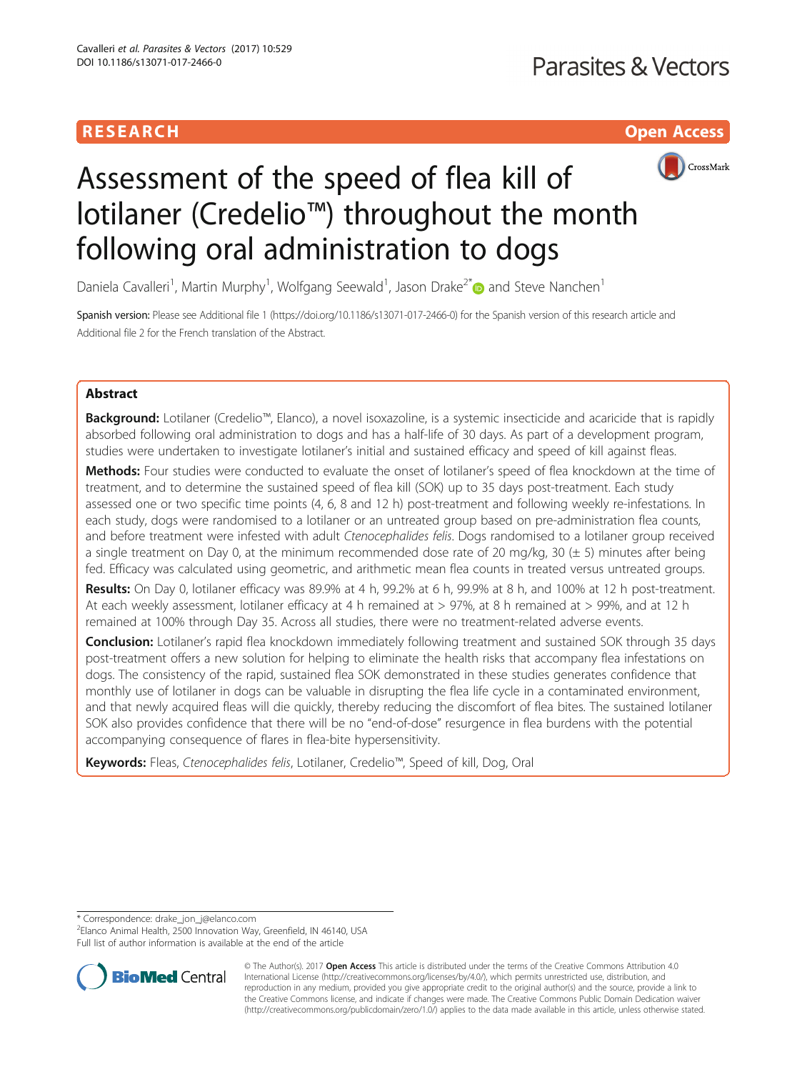RESEARCH Open Access

# Assessment of the speed of flea kill of lotilaner (Credelio™) throughout the month following oral administration to dogs

Daniela Cavalleri[1], Martin Murphy[1], Wolfgang Seewald[1], Jason Drake[2*] and Steve Nanchen[1]

Spanish version: Please see Additional file 1 (https://doi.org/10.1186/s13071-017-2466-0) for the Spanish version of this research article and Additional file 2 for the French translation of the Abstract.

## Abstract

**Background:** Lotilaner (Credelio™, Elanco), a novel isoxazoline, is a systemic insecticide and acaricide that is rapidly absorbed following oral administration to dogs and has a half-life of 30 days. As part of a development program, studies were undertaken to investigate lotilaner's initial and sustained efficacy and speed of kill against fleas.

**Methods:** Four studies were conducted to evaluate the onset of lotilaner's speed of flea knockdown at the time of treatment, and to determine the sustained speed of flea kill (SOK) up to 35 days post-treatment. Each study assessed one or two specific time points (4, 6, 8 and 12 h) post-treatment and following weekly re-infestations. In each study, dogs were randomised to a lotilaner or an untreated group based on pre-administration flea counts, and before treatment were infested with adult *Ctenocephalides felis*. Dogs randomised to a lotilaner group received a single treatment on Day 0, at the minimum recommended dose rate of 20 mg/kg, 30 (± 5) minutes after being fed. Efficacy was calculated using geometric, and arithmetic mean flea counts in treated versus untreated groups.

**Results:** On Day 0, lotilaner efficacy was 89.9% at 4 h, 99.2% at 6 h, 99.9% at 8 h, and 100% at 12 h post-treatment. At each weekly assessment, lotilaner efficacy at 4 h remained at > 97%, at 8 h remained at > 99%, and at 12 h remained at 100% through Day 35. Across all studies, there were no treatment-related adverse events.

**Conclusion:** Lotilaner's rapid flea knockdown immediately following treatment and sustained SOK through 35 days post-treatment offers a new solution for helping to eliminate the health risks that accompany flea infestations on dogs. The consistency of the rapid, sustained flea SOK demonstrated in these studies generates confidence that monthly use of lotilaner in dogs can be valuable in disrupting the flea life cycle in a contaminated environment, and that newly acquired fleas will die quickly, thereby reducing the discomfort of flea bites. The sustained lotilaner SOK also provides confidence that there will be no "end-of-dose" resurgence in flea burdens with the potential accompanying consequence of flares in flea-bite hypersensitivity.

**Keywords:** Fleas, *Ctenocephalides felis*, Lotilaner, Credelio™, Speed of kill, Dog, Oral

\* Correspondence: drake_jon_j@elanco.com
[2]Elanco Animal Health, 2500 Innovation Way, Greenfield, IN 46140, USA
Full list of author information is available at the end of the article

© The Author(s). 2017 **Open Access** This article is distributed under the terms of the Creative Commons Attribution 4.0 International License (http://creativecommons.org/licenses/by/4.0/), which permits unrestricted use, distribution, and reproduction in any medium, provided you give appropriate credit to the original author(s) and the source, provide a link to the Creative Commons license, and indicate if changes were made. The Creative Commons Public Domain Dedication waiver (http://creativecommons.org/publicdomain/zero/1.0/) applies to the data made available in this article, unless otherwise stated.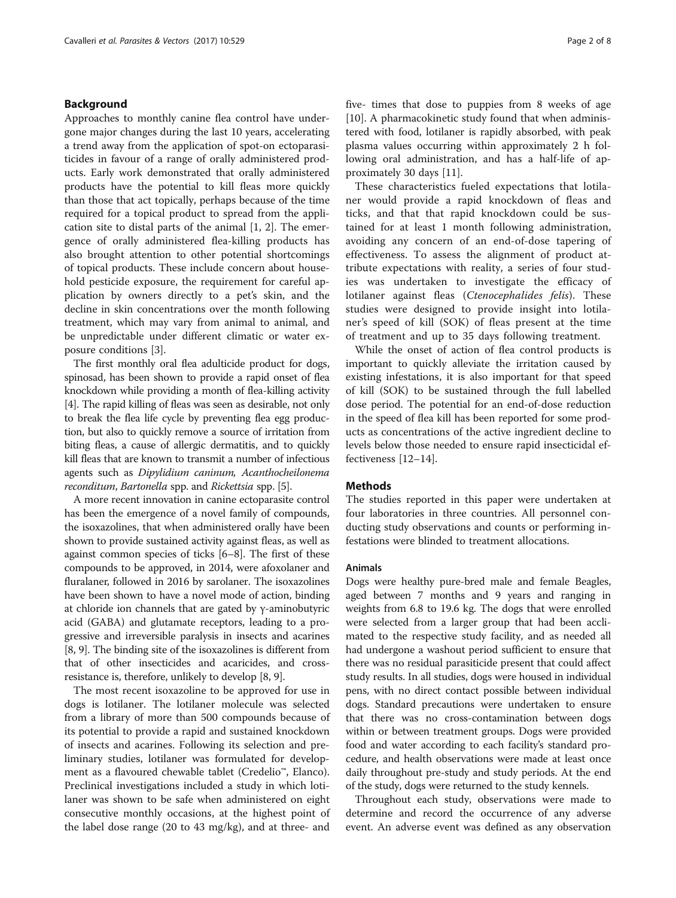## Background

Approaches to monthly canine flea control have undergone major changes during the last 10 years, accelerating a trend away from the application of spot-on ectoparasiticides in favour of a range of orally administered products. Early work demonstrated that orally administered products have the potential to kill fleas more quickly than those that act topically, perhaps because of the time required for a topical product to spread from the application site to distal parts of the animal [1, 2]. The emergence of orally administered flea-killing products has also brought attention to other potential shortcomings of topical products. These include concern about household pesticide exposure, the requirement for careful application by owners directly to a pet's skin, and the decline in skin concentrations over the month following treatment, which may vary from animal to animal, and be unpredictable under different climatic or water exposure conditions [3].

The first monthly oral flea adulticide product for dogs, spinosad, has been shown to provide a rapid onset of flea knockdown while providing a month of flea-killing activity [4]. The rapid killing of fleas was seen as desirable, not only to break the flea life cycle by preventing flea egg production, but also to quickly remove a source of irritation from biting fleas, a cause of allergic dermatitis, and to quickly kill fleas that are known to transmit a number of infectious agents such as *Dipylidium caninum, Acanthocheilonema reconditum*, *Bartonella* spp. and *Rickettsia* spp. [5].

A more recent innovation in canine ectoparasite control has been the emergence of a novel family of compounds, the isoxazolines, that when administered orally have been shown to provide sustained activity against fleas, as well as against common species of ticks [6–8]. The first of these compounds to be approved, in 2014, were afoxolaner and fluralaner, followed in 2016 by sarolaner. The isoxazolines have been shown to have a novel mode of action, binding at chloride ion channels that are gated by γ-aminobutyric acid (GABA) and glutamate receptors, leading to a progressive and irreversible paralysis in insects and acarines [8, 9]. The binding site of the isoxazolines is different from that of other insecticides and acaricides, and cross-resistance is, therefore, unlikely to develop [8, 9].

The most recent isoxazoline to be approved for use in dogs is lotilaner. The lotilaner molecule was selected from a library of more than 500 compounds because of its potential to provide a rapid and sustained knockdown of insects and acarines. Following its selection and preliminary studies, lotilaner was formulated for development as a flavoured chewable tablet (Credelio™, Elanco). Preclinical investigations included a study in which lotilaner was shown to be safe when administered on eight consecutive monthly occasions, at the highest point of the label dose range (20 to 43 mg/kg), and at three- and five- times that dose to puppies from 8 weeks of age [10]. A pharmacokinetic study found that when administered with food, lotilaner is rapidly absorbed, with peak plasma values occurring within approximately 2 h following oral administration, and has a half-life of approximately 30 days [11].

These characteristics fueled expectations that lotilaner would provide a rapid knockdown of fleas and ticks, and that that rapid knockdown could be sustained for at least 1 month following administration, avoiding any concern of an end-of-dose tapering of effectiveness. To assess the alignment of product attribute expectations with reality, a series of four studies was undertaken to investigate the efficacy of lotilaner against fleas (*Ctenocephalides felis*). These studies were designed to provide insight into lotilaner's speed of kill (SOK) of fleas present at the time of treatment and up to 35 days following treatment.

While the onset of action of flea control products is important to quickly alleviate the irritation caused by existing infestations, it is also important for that speed of kill (SOK) to be sustained through the full labelled dose period. The potential for an end-of-dose reduction in the speed of flea kill has been reported for some products as concentrations of the active ingredient decline to levels below those needed to ensure rapid insecticidal effectiveness [12–14].

## Methods

The studies reported in this paper were undertaken at four laboratories in three countries. All personnel conducting study observations and counts or performing infestations were blinded to treatment allocations.

### Animals

Dogs were healthy pure-bred male and female Beagles, aged between 7 months and 9 years and ranging in weights from 6.8 to 19.6 kg. The dogs that were enrolled were selected from a larger group that had been acclimated to the respective study facility, and as needed all had undergone a washout period sufficient to ensure that there was no residual parasiticide present that could affect study results. In all studies, dogs were housed in individual pens, with no direct contact possible between individual dogs. Standard precautions were undertaken to ensure that there was no cross-contamination between dogs within or between treatment groups. Dogs were provided food and water according to each facility's standard procedure, and health observations were made at least once daily throughout pre-study and study periods. At the end of the study, dogs were returned to the study kennels.

Throughout each study, observations were made to determine and record the occurrence of any adverse event. An adverse event was defined as any observation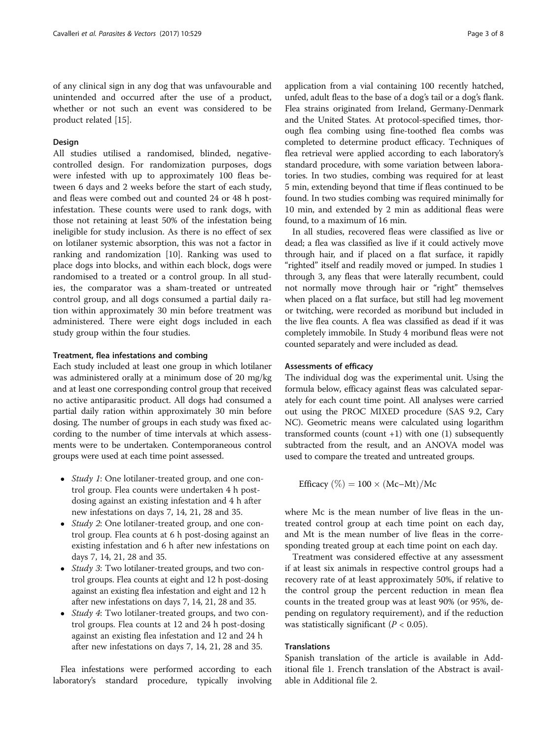of any clinical sign in any dog that was unfavourable and unintended and occurred after the use of a product, whether or not such an event was considered to be product related [15].

### Design

All studies utilised a randomised, blinded, negative-controlled design. For randomization purposes, dogs were infested with up to approximately 100 fleas between 6 days and 2 weeks before the start of each study, and fleas were combed out and counted 24 or 48 h post-infestation. These counts were used to rank dogs, with those not retaining at least 50% of the infestation being ineligible for study inclusion. As there is no effect of sex on lotilaner systemic absorption, this was not a factor in ranking and randomization [10]. Ranking was used to place dogs into blocks, and within each block, dogs were randomised to a treated or a control group. In all studies, the comparator was a sham-treated or untreated control group, and all dogs consumed a partial daily ration within approximately 30 min before treatment was administered. There were eight dogs included in each study group within the four studies.

#### Treatment, flea infestations and combing

Each study included at least one group in which lotilaner was administered orally at a minimum dose of 20 mg/kg and at least one corresponding control group that received no active antiparasitic product. All dogs had consumed a partial daily ration within approximately 30 min before dosing. The number of groups in each study was fixed according to the number of time intervals at which assessments were to be undertaken. Contemporaneous control groups were used at each time point assessed.

- *Study 1*: One lotilaner-treated group, and one control group. Flea counts were undertaken 4 h post-dosing against an existing infestation and 4 h after new infestations on days 7, 14, 21, 28 and 35.
- *Study 2*: One lotilaner-treated group, and one control group. Flea counts at 6 h post-dosing against an existing infestation and 6 h after new infestations on days 7, 14, 21, 28 and 35.
- *Study 3*: Two lotilaner-treated groups, and two control groups. Flea counts at eight and 12 h post-dosing against an existing flea infestation and eight and 12 h after new infestations on days 7, 14, 21, 28 and 35.
- *Study 4*: Two lotilaner-treated groups, and two control groups. Flea counts at 12 and 24 h post-dosing against an existing flea infestation and 12 and 24 h after new infestations on days 7, 14, 21, 28 and 35.

Flea infestations were performed according to each laboratory's standard procedure, typically involving application from a vial containing 100 recently hatched, unfed, adult fleas to the base of a dog's tail or a dog's flank. Flea strains originated from Ireland, Germany-Denmark and the United States. At protocol-specified times, thorough flea combing using fine-toothed flea combs was completed to determine product efficacy. Techniques of flea retrieval were applied according to each laboratory's standard procedure, with some variation between laboratories. In two studies, combing was required for at least 5 min, extending beyond that time if fleas continued to be found. In two studies combing was required minimally for 10 min, and extended by 2 min as additional fleas were found, to a maximum of 16 min.

In all studies, recovered fleas were classified as live or dead; a flea was classified as live if it could actively move through hair, and if placed on a flat surface, it rapidly "righted" itself and readily moved or jumped. In studies 1 through 3, any fleas that were laterally recumbent, could not normally move through hair or "right" themselves when placed on a flat surface, but still had leg movement or twitching, were recorded as moribund but included in the live flea counts. A flea was classified as dead if it was completely immobile. In Study 4 moribund fleas were not counted separately and were included as dead.

#### Assessments of efficacy

The individual dog was the experimental unit. Using the formula below, efficacy against fleas was calculated separately for each count time point. All analyses were carried out using the PROC MIXED procedure (SAS 9.2, Cary NC). Geometric means were calculated using logarithm transformed counts (count +1) with one (1) subsequently subtracted from the result, and an ANOVA model was used to compare the treated and untreated groups.

$$\text{Efficacy } (\%) = 100 \times (\text{Mc}-\text{Mt})/\text{Mc}$$

where Mc is the mean number of live fleas in the untreated control group at each time point on each day, and Mt is the mean number of live fleas in the corresponding treated group at each time point on each day.

Treatment was considered effective at any assessment if at least six animals in respective control groups had a recovery rate of at least approximately 50%, if relative to the control group the percent reduction in mean flea counts in the treated group was at least 90% (or 95%, depending on regulatory requirement), and if the reduction was statistically significant ($P < 0.05$).

### Translations

Spanish translation of the article is available in Additional file 1. French translation of the Abstract is available in Additional file 2.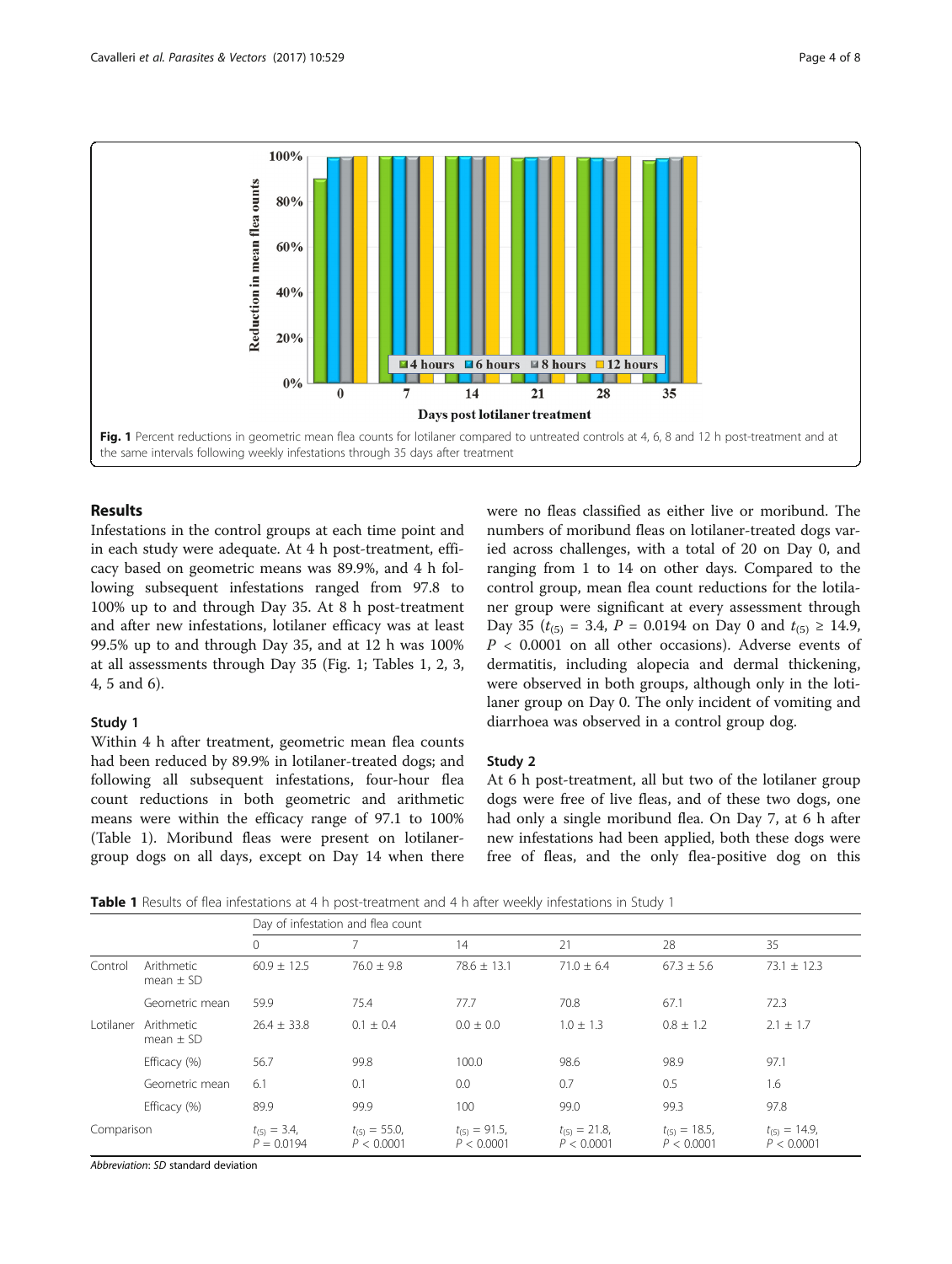Fig. 1 Percent reductions in geometric mean flea counts for lotilaner compared to untreated controls at 4, 6, 8 and 12 h post-treatment and at the same intervals following weekly infestations through 35 days after treatment

## Results

Infestations in the control groups at each time point and in each study were adequate. At 4 h post-treatment, efficacy based on geometric means was 89.9%, and 4 h following subsequent infestations ranged from 97.8 to 100% up to and through Day 35. At 8 h post-treatment and after new infestations, lotilaner efficacy was at least 99.5% up to and through Day 35, and at 12 h was 100% at all assessments through Day 35 (Fig. 1; Tables 1, 2, 3, 4, 5 and 6).

### Study 1

Within 4 h after treatment, geometric mean flea counts had been reduced by 89.9% in lotilaner-treated dogs; and following all subsequent infestations, four-hour flea count reductions in both geometric and arithmetic means were within the efficacy range of 97.1 to 100% (Table 1). Moribund fleas were present on lotilaner-group dogs on all days, except on Day 14 when there were no fleas classified as either live or moribund. The numbers of moribund fleas on lotilaner-treated dogs varied across challenges, with a total of 20 on Day 0, and ranging from 1 to 14 on other days. Compared to the control group, mean flea count reductions for the lotilaner group were significant at every assessment through Day 35 ($t_{(5)} = 3.4$, $P = 0.0194$ on Day 0 and $t_{(5)} \geq 14.9$, $P < 0.0001$ on all other occasions). Adverse events of dermatitis, including alopecia and dermal thickening, were observed in both groups, although only in the lotilaner group on Day 0. The only incident of vomiting and diarrhoea was observed in a control group dog.

### Study 2

At 6 h post-treatment, all but two of the lotilaner group dogs were free of live fleas, and of these two dogs, one had only a single moribund flea. On Day 7, at 6 h after new infestations had been applied, both these dogs were free of fleas, and the only flea-positive dog on this

**Table 1** Results of flea infestations at 4 h post-treatment and 4 h after weekly infestations in Study 1

| | | Day of infestation and flea count | | | | | |
|---|---|---|---|---|---|---|---|
| | | 0 | 7 | 14 | 21 | 28 | 35 |
| Control | Arithmetic mean ± SD | 60.9 ± 12.5 | 76.0 ± 9.8 | 78.6 ± 13.1 | 71.0 ± 6.4 | 67.3 ± 5.6 | 73.1 ± 12.3 |
| | Geometric mean | 59.9 | 75.4 | 77.7 | 70.8 | 67.1 | 72.3 |
| Lotilaner | Arithmetic mean ± SD | 26.4 ± 33.8 | 0.1 ± 0.4 | 0.0 ± 0.0 | 1.0 ± 1.3 | 0.8 ± 1.2 | 2.1 ± 1.7 |
| | Efficacy (%) | 56.7 | 99.8 | 100.0 | 98.6 | 98.9 | 97.1 |
| | Geometric mean | 6.1 | 0.1 | 0.0 | 0.7 | 0.5 | 1.6 |
| | Efficacy (%) | 89.9 | 99.9 | 100 | 99.0 | 99.3 | 97.8 |
| Comparison | | $t_{(5)} = 3.4$, $P = 0.0194$ | $t_{(5)} = 55.0$, $P < 0.0001$ | $t_{(5)} = 91.5$, $P < 0.0001$ | $t_{(5)} = 21.8$, $P < 0.0001$ | $t_{(5)} = 18.5$, $P < 0.0001$ | $t_{(5)} = 14.9$, $P < 0.0001$ |

*Abbreviation*: *SD* standard deviation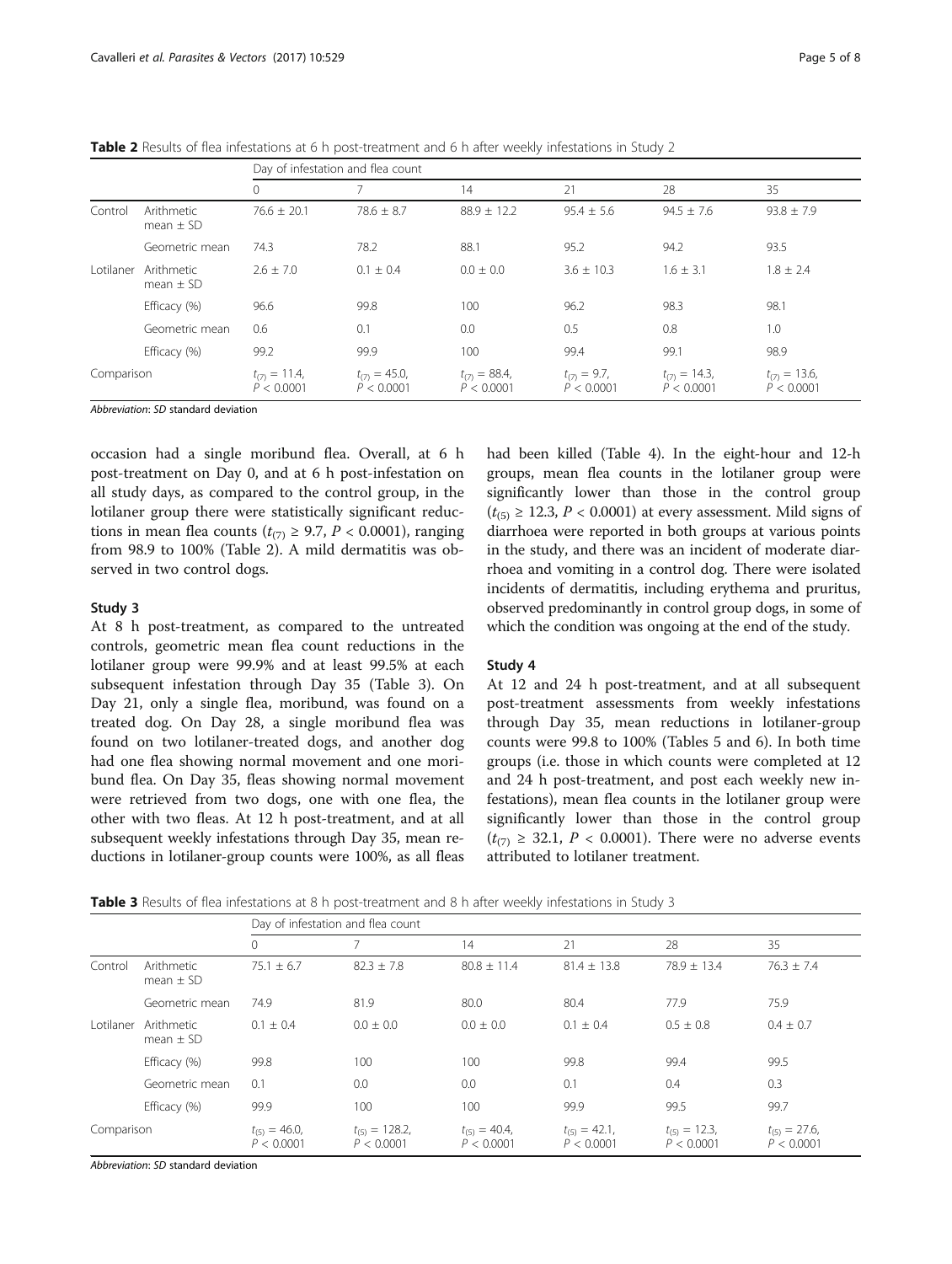**Table 2** Results of flea infestations at 6 h post-treatment and 6 h after weekly infestations in Study 2

| | | Day of infestation and flea count | | | | | |
|---|---|---|---|---|---|---|---|
| | | 0 | 7 | 14 | 21 | 28 | 35 |
| Control | Arithmetic mean ± SD | 76.6 ± 20.1 | 78.6 ± 8.7 | 88.9 ± 12.2 | 95.4 ± 5.6 | 94.5 ± 7.6 | 93.8 ± 7.9 |
| | Geometric mean | 74.3 | 78.2 | 88.1 | 95.2 | 94.2 | 93.5 |
| Lotilaner | Arithmetic mean ± SD | 2.6 ± 7.0 | 0.1 ± 0.4 | 0.0 ± 0.0 | 3.6 ± 10.3 | 1.6 ± 3.1 | 1.8 ± 2.4 |
| | Efficacy (%) | 96.6 | 99.8 | 100 | 96.2 | 98.3 | 98.1 |
| | Geometric mean | 0.6 | 0.1 | 0.0 | 0.5 | 0.8 | 1.0 |
| | Efficacy (%) | 99.2 | 99.9 | 100 | 99.4 | 99.1 | 98.9 |
| Comparison | | $t_{(7)} = 11.4$, $P < 0.0001$ | $t_{(7)} = 45.0$, $P < 0.0001$ | $t_{(7)} = 88.4$, $P < 0.0001$ | $t_{(7)} = 9.7$, $P < 0.0001$ | $t_{(7)} = 14.3$, $P < 0.0001$ | $t_{(7)} = 13.6$, $P < 0.0001$ |

*Abbreviation*: *SD* standard deviation

occasion had a single moribund flea. Overall, at 6 h post-treatment on Day 0, and at 6 h post-infestation on all study days, as compared to the control group, in the lotilaner group there were statistically significant reductions in mean flea counts ($t_{(7)} \geq 9.7$, $P < 0.0001$), ranging from 98.9 to 100% (Table 2). A mild dermatitis was observed in two control dogs.

### Study 3

At 8 h post-treatment, as compared to the untreated controls, geometric mean flea count reductions in the lotilaner group were 99.9% and at least 99.5% at each subsequent infestation through Day 35 (Table 3). On Day 21, only a single flea, moribund, was found on a treated dog. On Day 28, a single moribund flea was found on two lotilaner-treated dogs, and another dog had one flea showing normal movement and one moribund flea. On Day 35, fleas showing normal movement were retrieved from two dogs, one with one flea, the other with two fleas. At 12 h post-treatment, and at all subsequent weekly infestations through Day 35, mean reductions in lotilaner-group counts were 100%, as all fleas had been killed (Table 4). In the eight-hour and 12-h groups, mean flea counts in the lotilaner group were significantly lower than those in the control group ($t_{(5)} \geq 12.3$, $P < 0.0001$) at every assessment. Mild signs of diarrhoea were reported in both groups at various points in the study, and there was an incident of moderate diarrhoea and vomiting in a control dog. There were isolated incidents of dermatitis, including erythema and pruritus, observed predominantly in control group dogs, in some of which the condition was ongoing at the end of the study.

### Study 4

At 12 and 24 h post-treatment, and at all subsequent post-treatment assessments from weekly infestations through Day 35, mean reductions in lotilaner-group counts were 99.8 to 100% (Tables 5 and 6). In both time groups (i.e. those in which counts were completed at 12 and 24 h post-treatment, and post each weekly new infestations), mean flea counts in the lotilaner group were significantly lower than those in the control group ($t_{(7)} \geq 32.1$, $P < 0.0001$). There were no adverse events attributed to lotilaner treatment.

**Table 3** Results of flea infestations at 8 h post-treatment and 8 h after weekly infestations in Study 3

| | | Day of infestation and flea count | | | | | |
|---|---|---|---|---|---|---|---|
| | | 0 | 7 | 14 | 21 | 28 | 35 |
| Control | Arithmetic mean ± SD | 75.1 ± 6.7 | 82.3 ± 7.8 | 80.8 ± 11.4 | 81.4 ± 13.8 | 78.9 ± 13.4 | 76.3 ± 7.4 |
| | Geometric mean | 74.9 | 81.9 | 80.0 | 80.4 | 77.9 | 75.9 |
| Lotilaner | Arithmetic mean ± SD | 0.1 ± 0.4 | 0.0 ± 0.0 | 0.0 ± 0.0 | 0.1 ± 0.4 | 0.5 ± 0.8 | 0.4 ± 0.7 |
| | Efficacy (%) | 99.8 | 100 | 100 | 99.8 | 99.4 | 99.5 |
| | Geometric mean | 0.1 | 0.0 | 0.0 | 0.1 | 0.4 | 0.3 |
| | Efficacy (%) | 99.9 | 100 | 100 | 99.9 | 99.5 | 99.7 |
| Comparison | | $t_{(5)} = 46.0$, $P < 0.0001$ | $t_{(5)} = 128.2$, $P < 0.0001$ | $t_{(5)} = 40.4$, $P < 0.0001$ | $t_{(5)} = 42.1$, $P < 0.0001$ | $t_{(5)} = 12.3$, $P < 0.0001$ | $t_{(5)} = 27.6$, $P < 0.0001$ |

*Abbreviation*: *SD* standard deviation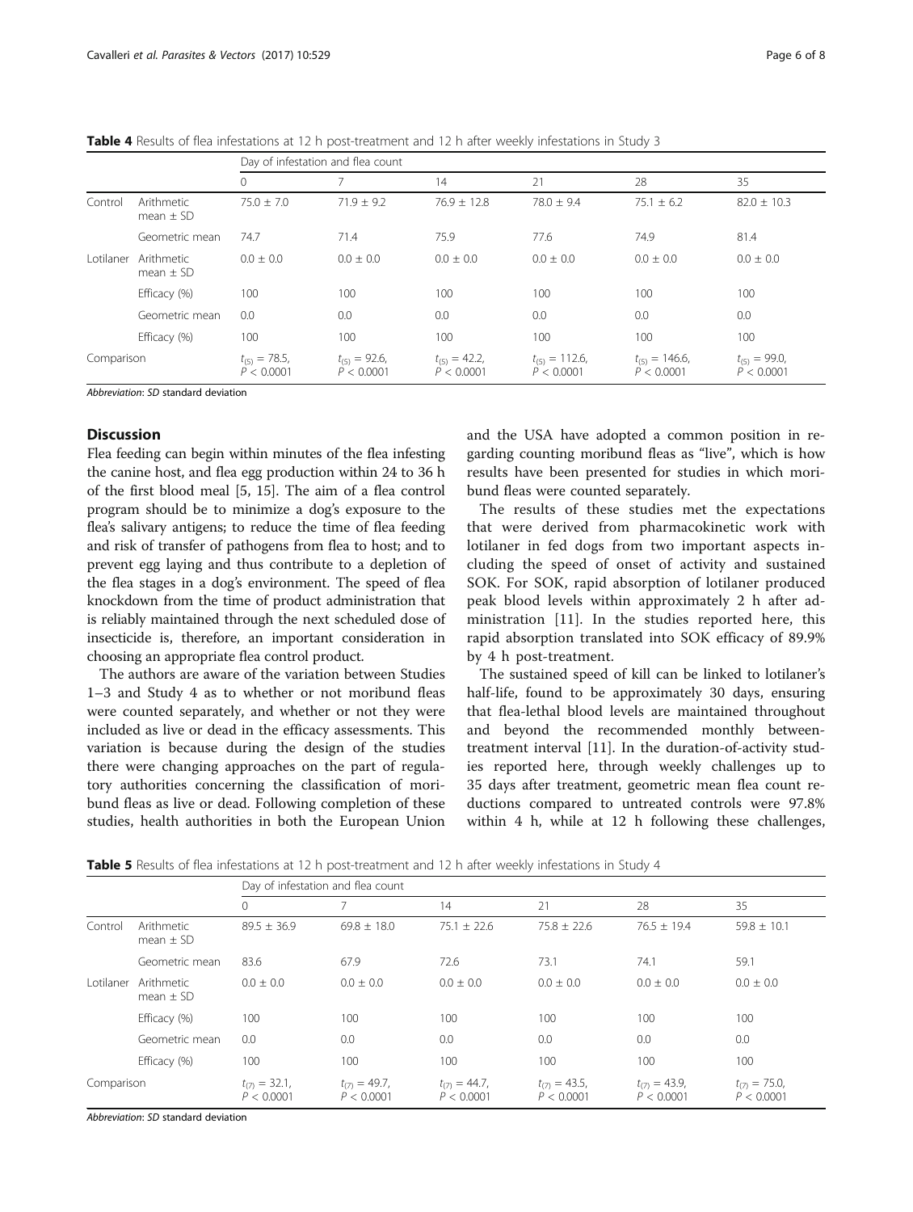**Table 4** Results of flea infestations at 12 h post-treatment and 12 h after weekly infestations in Study 3

| | | Day of infestation and flea count | | | | | |
|---|---|---|---|---|---|---|---|
| | | 0 | 7 | 14 | 21 | 28 | 35 |
| Control | Arithmetic mean ± SD | 75.0 ± 7.0 | 71.9 ± 9.2 | 76.9 ± 12.8 | 78.0 ± 9.4 | 75.1 ± 6.2 | 82.0 ± 10.3 |
| | Geometric mean | 74.7 | 71.4 | 75.9 | 77.6 | 74.9 | 81.4 |
| Lotilaner | Arithmetic mean ± SD | 0.0 ± 0.0 | 0.0 ± 0.0 | 0.0 ± 0.0 | 0.0 ± 0.0 | 0.0 ± 0.0 | 0.0 ± 0.0 |
| | Efficacy (%) | 100 | 100 | 100 | 100 | 100 | 100 |
| | Geometric mean | 0.0 | 0.0 | 0.0 | 0.0 | 0.0 | 0.0 |
| | Efficacy (%) | 100 | 100 | 100 | 100 | 100 | 100 |
| Comparison | | $t_{(5)} = 78.5$, $P < 0.0001$ | $t_{(5)} = 92.6$, $P < 0.0001$ | $t_{(5)} = 42.2$, $P < 0.0001$ | $t_{(5)} = 112.6$, $P < 0.0001$ | $t_{(5)} = 146.6$, $P < 0.0001$ | $t_{(5)} = 99.0$, $P < 0.0001$ |

*Abbreviation*: *SD* standard deviation

## Discussion

Flea feeding can begin within minutes of the flea infesting the canine host, and flea egg production within 24 to 36 h of the first blood meal [5, 15]. The aim of a flea control program should be to minimize a dog's exposure to the flea's salivary antigens; to reduce the time of flea feeding and risk of transfer of pathogens from flea to host; and to prevent egg laying and thus contribute to a depletion of the flea stages in a dog's environment. The speed of flea knockdown from the time of product administration that is reliably maintained through the next scheduled dose of insecticide is, therefore, an important consideration in choosing an appropriate flea control product.

The authors are aware of the variation between Studies 1–3 and Study 4 as to whether or not moribund fleas were counted separately, and whether or not they were included as live or dead in the efficacy assessments. This variation is because during the design of the studies there were changing approaches on the part of regulatory authorities concerning the classification of moribund fleas as live or dead. Following completion of these studies, health authorities in both the European Union and the USA have adopted a common position in regarding counting moribund fleas as "live", which is how results have been presented for studies in which moribund fleas were counted separately.

The results of these studies met the expectations that were derived from pharmacokinetic work with lotilaner in fed dogs from two important aspects including the speed of onset of activity and sustained SOK. For SOK, rapid absorption of lotilaner produced peak blood levels within approximately 2 h after administration [11]. In the studies reported here, this rapid absorption translated into SOK efficacy of 89.9% by 4 h post-treatment.

The sustained speed of kill can be linked to lotilaner's half-life, found to be approximately 30 days, ensuring that flea-lethal blood levels are maintained throughout and beyond the recommended monthly between-treatment interval [11]. In the duration-of-activity studies reported here, through weekly challenges up to 35 days after treatment, geometric mean flea count reductions compared to untreated controls were 97.8% within 4 h, while at 12 h following these challenges,

**Table 5** Results of flea infestations at 12 h post-treatment and 12 h after weekly infestations in Study 4

| | | Day of infestation and flea count | | | | | |
|---|---|---|---|---|---|---|---|
| | | 0 | 7 | 14 | 21 | 28 | 35 |
| Control | Arithmetic mean ± SD | 89.5 ± 36.9 | 69.8 ± 18.0 | 75.1 ± 22.6 | 75.8 ± 22.6 | 76.5 ± 19.4 | 59.8 ± 10.1 |
| | Geometric mean | 83.6 | 67.9 | 72.6 | 73.1 | 74.1 | 59.1 |
| Lotilaner | Arithmetic mean ± SD | 0.0 ± 0.0 | 0.0 ± 0.0 | 0.0 ± 0.0 | 0.0 ± 0.0 | 0.0 ± 0.0 | 0.0 ± 0.0 |
| | Efficacy (%) | 100 | 100 | 100 | 100 | 100 | 100 |
| | Geometric mean | 0.0 | 0.0 | 0.0 | 0.0 | 0.0 | 0.0 |
| | Efficacy (%) | 100 | 100 | 100 | 100 | 100 | 100 |
| Comparison | | $t_{(7)} = 32.1$, $P < 0.0001$ | $t_{(7)} = 49.7$, $P < 0.0001$ | $t_{(7)} = 44.7$, $P < 0.0001$ | $t_{(7)} = 43.5$, $P < 0.0001$ | $t_{(7)} = 43.9$, $P < 0.0001$ | $t_{(7)} = 75.0$, $P < 0.0001$ |

*Abbreviation*: *SD* standard deviation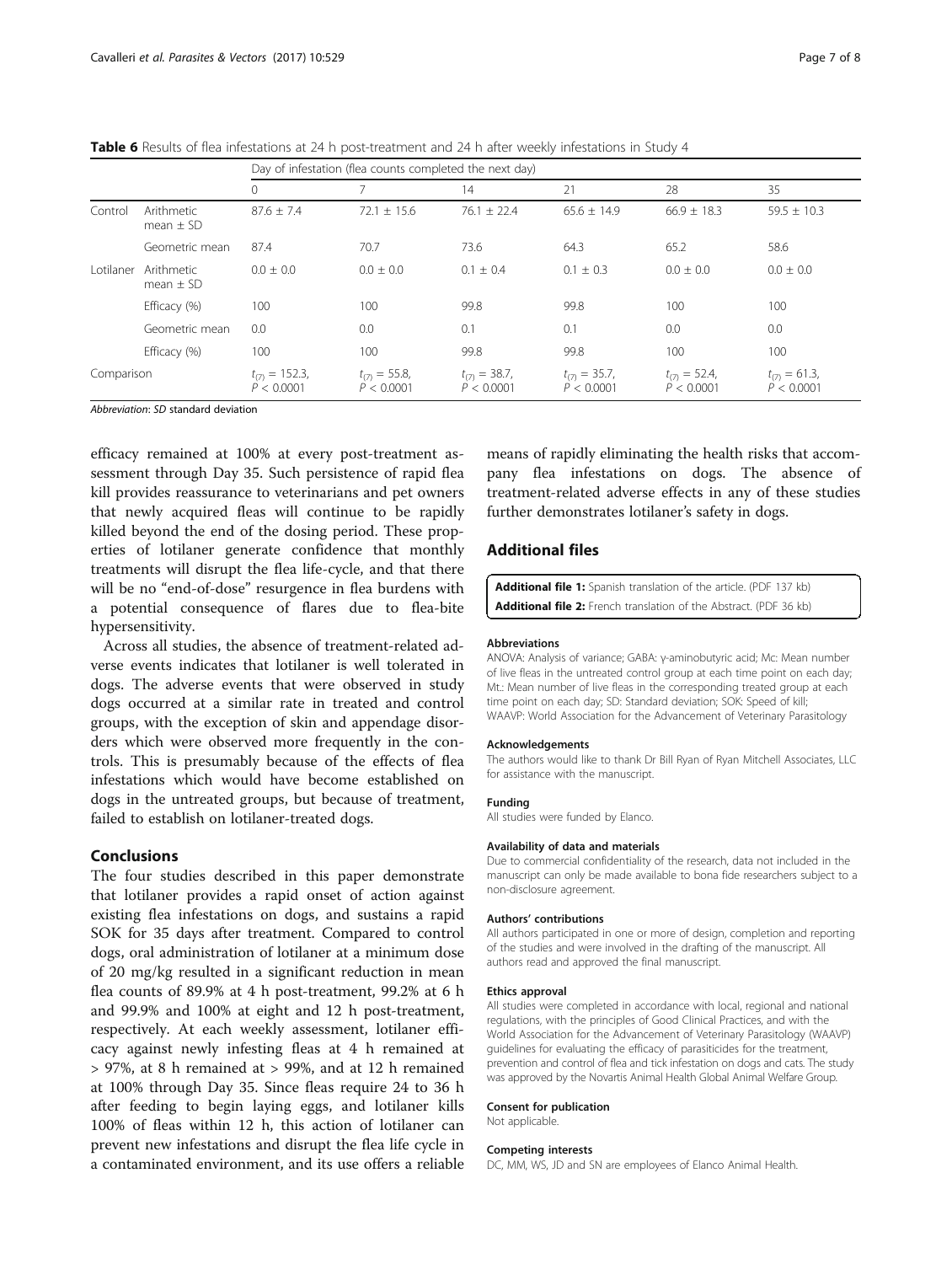**Table 6** Results of flea infestations at 24 h post-treatment and 24 h after weekly infestations in Study 4

| | | Day of infestation (flea counts completed the next day) | | | | | |
|---|---|---|---|---|---|---|---|
| | | 0 | 7 | 14 | 21 | 28 | 35 |
| Control | Arithmetic mean ± SD | 87.6 ± 7.4 | 72.1 ± 15.6 | 76.1 ± 22.4 | 65.6 ± 14.9 | 66.9 ± 18.3 | 59.5 ± 10.3 |
| | Geometric mean | 87.4 | 70.7 | 73.6 | 64.3 | 65.2 | 58.6 |
| Lotilaner | Arithmetic mean ± SD | 0.0 ± 0.0 | 0.0 ± 0.0 | 0.1 ± 0.4 | 0.1 ± 0.3 | 0.0 ± 0.0 | 0.0 ± 0.0 |
| | Efficacy (%) | 100 | 100 | 99.8 | 99.8 | 100 | 100 |
| | Geometric mean | 0.0 | 0.0 | 0.1 | 0.1 | 0.0 | 0.0 |
| | Efficacy (%) | 100 | 100 | 99.8 | 99.8 | 100 | 100 |
| Comparison | | $t_{(7)} = 152.3$, $P < 0.0001$ | $t_{(7)} = 55.8$, $P < 0.0001$ | $t_{(7)} = 38.7$, $P < 0.0001$ | $t_{(7)} = 35.7$, $P < 0.0001$ | $t_{(7)} = 52.4$, $P < 0.0001$ | $t_{(7)} = 61.3$, $P < 0.0001$ |

*Abbreviation*: *SD* standard deviation

efficacy remained at 100% at every post-treatment assessment through Day 35. Such persistence of rapid flea kill provides reassurance to veterinarians and pet owners that newly acquired fleas will continue to be rapidly killed beyond the end of the dosing period. These properties of lotilaner generate confidence that monthly treatments will disrupt the flea life-cycle, and that there will be no "end-of-dose" resurgence in flea burdens with a potential consequence of flares due to flea-bite hypersensitivity.

Across all studies, the absence of treatment-related adverse events indicates that lotilaner is well tolerated in dogs. The adverse events that were observed in study dogs occurred at a similar rate in treated and control groups, with the exception of skin and appendage disorders which were observed more frequently in the controls. This is presumably because of the effects of flea infestations which would have become established on dogs in the untreated groups, but because of treatment, failed to establish on lotilaner-treated dogs.

## Conclusions

The four studies described in this paper demonstrate that lotilaner provides a rapid onset of action against existing flea infestations on dogs, and sustains a rapid SOK for 35 days after treatment. Compared to control dogs, oral administration of lotilaner at a minimum dose of 20 mg/kg resulted in a significant reduction in mean flea counts of 89.9% at 4 h post-treatment, 99.2% at 6 h and 99.9% and 100% at eight and 12 h post-treatment, respectively. At each weekly assessment, lotilaner efficacy against newly infesting fleas at 4 h remained at > 97%, at 8 h remained at > 99%, and at 12 h remained at 100% through Day 35. Since fleas require 24 to 36 h after feeding to begin laying eggs, and lotilaner kills 100% of fleas within 12 h, this action of lotilaner can prevent new infestations and disrupt the flea life cycle in a contaminated environment, and its use offers a reliable means of rapidly eliminating the health risks that accompany flea infestations on dogs. The absence of treatment-related adverse effects in any of these studies further demonstrates lotilaner's safety in dogs.

## Additional files

**Additional file 1:** Spanish translation of the article. (PDF 137 kb)
**Additional file 2:** French translation of the Abstract. (PDF 36 kb)

#### Abbreviations

ANOVA: Analysis of variance; GABA: γ-aminobutyric acid; Mc: Mean number of live fleas in the untreated control group at each time point on each day; Mt.: Mean number of live fleas in the corresponding treated group at each time point on each day; SD: Standard deviation; SOK: Speed of kill; WAAVP: World Association for the Advancement of Veterinary Parasitology

#### Acknowledgements

The authors would like to thank Dr Bill Ryan of Ryan Mitchell Associates, LLC for assistance with the manuscript.

#### Funding

All studies were funded by Elanco.

#### Availability of data and materials

Due to commercial confidentiality of the research, data not included in the manuscript can only be made available to bona fide researchers subject to a non-disclosure agreement.

#### Authors' contributions

All authors participated in one or more of design, completion and reporting of the studies and were involved in the drafting of the manuscript. All authors read and approved the final manuscript.

#### Ethics approval

All studies were completed in accordance with local, regional and national regulations, with the principles of Good Clinical Practices, and with the World Association for the Advancement of Veterinary Parasitology (WAAVP) guidelines for evaluating the efficacy of parasiticides for the treatment, prevention and control of flea and tick infestation on dogs and cats. The study was approved by the Novartis Animal Health Global Animal Welfare Group.

#### Consent for publication

Not applicable.

#### Competing interests

DC, MM, WS, JD and SN are employees of Elanco Animal Health.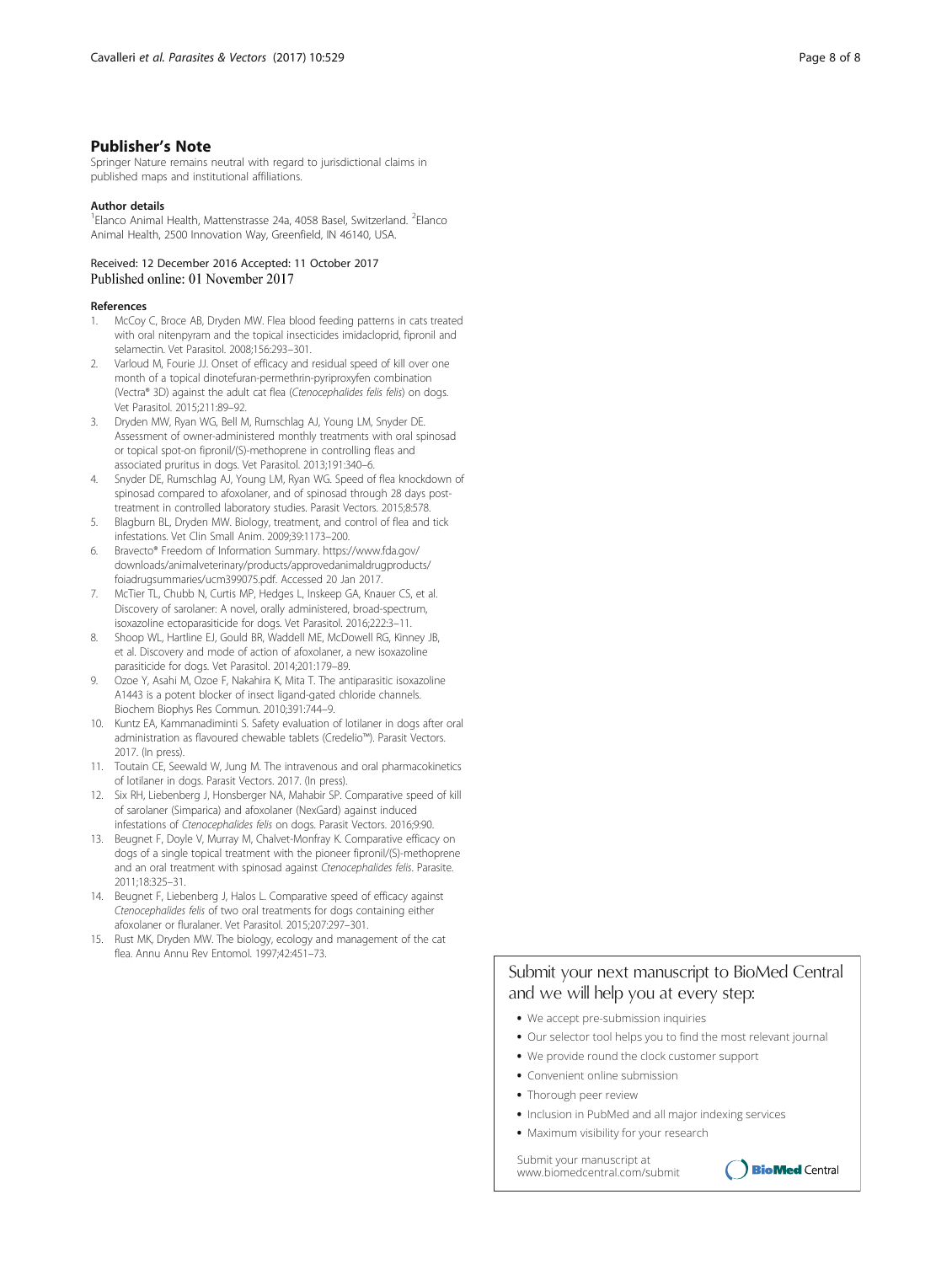## Publisher's Note

Springer Nature remains neutral with regard to jurisdictional claims in published maps and institutional affiliations.

### Author details

[1]Elanco Animal Health, Mattenstrasse 24a, 4058 Basel, Switzerland. [2]Elanco Animal Health, 2500 Innovation Way, Greenfield, IN 46140, USA.

Received: 12 December 2016 Accepted: 11 October 2017
Published online: 01 November 2017

### References

1. McCoy C, Broce AB, Dryden MW. Flea blood feeding patterns in cats treated with oral nitenpyram and the topical insecticides imidacloprid, fipronil and selamectin. Vet Parasitol. 2008;156:293–301.
2. Varloud M, Fourie JJ. Onset of efficacy and residual speed of kill over one month of a topical dinotefuran-permethrin-pyriproxyfen combination (Vectra® 3D) against the adult cat flea (*Ctenocephalides felis felis*) on dogs. Vet Parasitol. 2015;211:89–92.
3. Dryden MW, Ryan WG, Bell M, Rumschlag AJ, Young LM, Snyder DE. Assessment of owner-administered monthly treatments with oral spinosad or topical spot-on fipronil/(S)-methoprene in controlling fleas and associated pruritus in dogs. Vet Parasitol. 2013;191:340–6.
4. Snyder DE, Rumschlag AJ, Young LM, Ryan WG. Speed of flea knockdown of spinosad compared to afoxolaner, and of spinosad through 28 days post-treatment in controlled laboratory studies. Parasit Vectors. 2015;8:578.
5. Blagburn BL, Dryden MW. Biology, treatment, and control of flea and tick infestations. Vet Clin Small Anim. 2009;39:1173–200.
6. Bravecto® Freedom of Information Summary. https://www.fda.gov/downloads/animalveterinary/products/approvedanimaldrugproducts/foiadrugsummaries/ucm399075.pdf. Accessed 20 Jan 2017.
7. McTier TL, Chubb N, Curtis MP, Hedges L, Inskeep GA, Knauer CS, et al. Discovery of sarolaner: A novel, orally administered, broad-spectrum, isoxazoline ectoparasiticide for dogs. Vet Parasitol. 2016;222:3–11.
8. Shoop WL, Hartline EJ, Gould BR, Waddell ME, McDowell RG, Kinney JB, et al. Discovery and mode of action of afoxolaner, a new isoxazoline parasiticide for dogs. Vet Parasitol. 2014;201:179–89.
9. Ozoe Y, Asahi M, Ozoe F, Nakahira K, Mita T. The antiparasitic isoxazoline A1443 is a potent blocker of insect ligand-gated chloride channels. Biochem Biophys Res Commun. 2010;391:744–9.
10. Kuntz EA, Kammanadiminti S. Safety evaluation of lotilaner in dogs after oral administration as flavoured chewable tablets (Credelio™). Parasit Vectors. 2017. (In press).
11. Toutain CE, Seewald W, Jung M. The intravenous and oral pharmacokinetics of lotilaner in dogs. Parasit Vectors. 2017. (In press).
12. Six RH, Liebenberg J, Honsberger NA, Mahabir SP. Comparative speed of kill of sarolaner (Simparica) and afoxolaner (NexGard) against induced infestations of *Ctenocephalides felis* on dogs. Parasit Vectors. 2016;9:90.
13. Beugnet F, Doyle V, Murray M, Chalvet-Monfray K. Comparative efficacy on dogs of a single topical treatment with the pioneer fipronil/(S)-methoprene and an oral treatment with spinosad against *Ctenocephalides felis*. Parasite. 2011;18:325–31.
14. Beugnet F, Liebenberg J, Halos L. Comparative speed of efficacy against *Ctenocephalides felis* of two oral treatments for dogs containing either afoxolaner or fluralaner. Vet Parasitol. 2015;207:297–301.
15. Rust MK, Dryden MW. The biology, ecology and management of the cat flea. Annu Annu Rev Entomol. 1997;42:451–73.